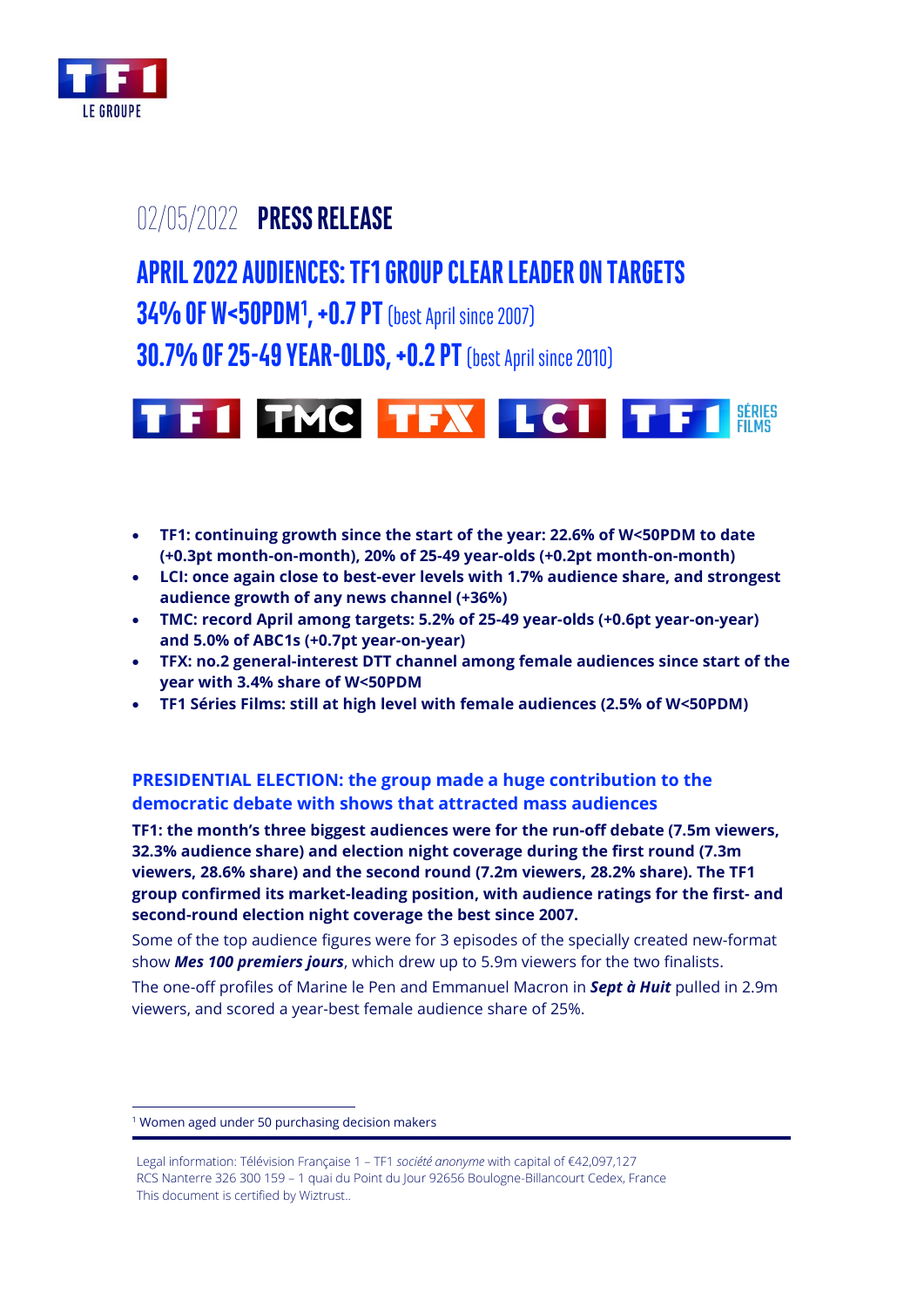02/05/2022 **PRESS RELEASE**

# APRIL 2022 AUDIENCES: TF1 GROUP CLEAR LEADER ON TARGETS

## 34% OF W<50PDM[1], +0.7 PT (best April since 2007)

## 30.7% OF 25-49 YEAR-OLDS, +0.2 PT (best April since 2010)

- **TF1: continuing growth since the start of the year: 22.6% of W<50PDM to date (+0.3pt month-on-month), 20% of 25-49 year-olds (+0.2pt month-on-month)**
- **LCI: once again close to best-ever levels with 1.7% audience share, and strongest audience growth of any news channel (+36%)**
- **TMC: record April among targets: 5.2% of 25-49 year-olds (+0.6pt year-on-year) and 5.0% of ABC1s (+0.7pt year-on-year)**
- **TFX: no.2 general-interest DTT channel among female audiences since start of the year with 3.4% share of W<50PDM**
- **TF1 Séries Films: still at high level with female audiences (2.5% of W<50PDM)**

### PRESIDENTIAL ELECTION: the group made a huge contribution to the democratic debate with shows that attracted mass audiences

**TF1: the month's three biggest audiences were for the run-off debate (7.5m viewers, 32.3% audience share) and election night coverage during the first round (7.3m viewers, 28.6% share) and the second round (7.2m viewers, 28.2% share). The TF1 group confirmed its market-leading position, with audience ratings for the first- and second-round election night coverage the best since 2007.**

Some of the top audience figures were for 3 episodes of the specially created new-format show ***Mes 100 premiers jours***, which drew up to 5.9m viewers for the two finalists.

The one-off profiles of Marine le Pen and Emmanuel Macron in ***Sept à Huit*** pulled in 2.9m viewers, and scored a year-best female audience share of 25%.

---

[1] Women aged under 50 purchasing decision makers

Legal information: Télévision Française 1 – TF1 *société anonyme* with capital of €42,097,127
RCS Nanterre 326 300 159 – 1 quai du Point du Jour 92656 Boulogne-Billancourt Cedex, France
This document is certified by Wiztrust..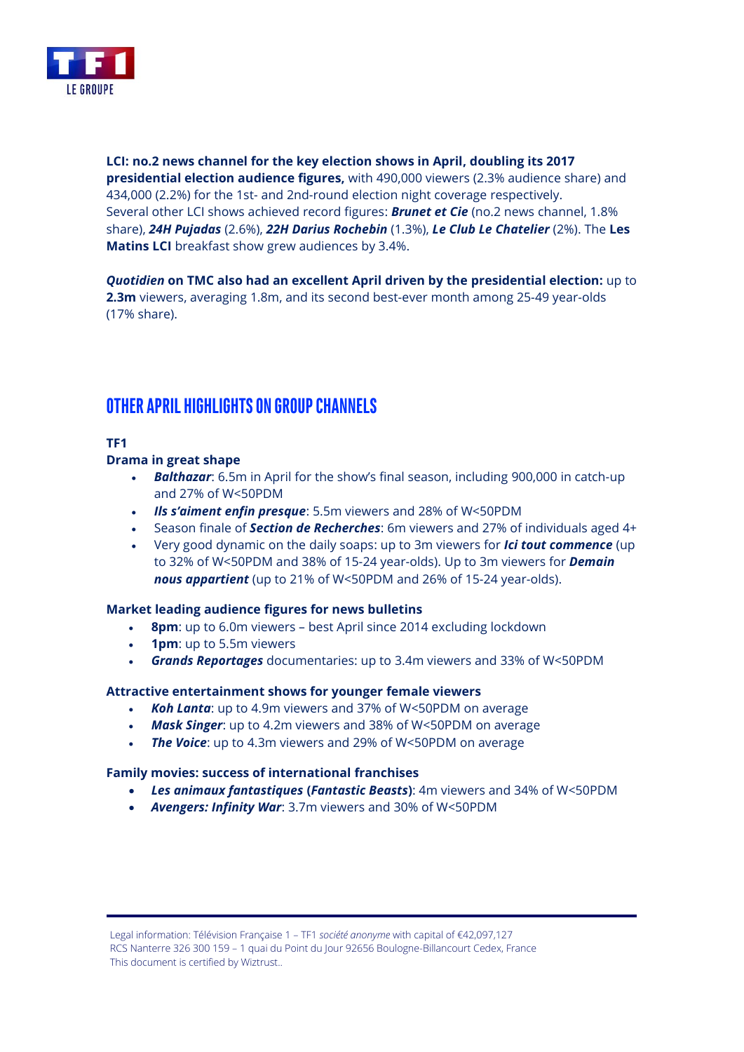**LCI: no.2 news channel for the key election shows in April, doubling its 2017 presidential election audience figures,** with 490,000 viewers (2.3% audience share) and 434,000 (2.2%) for the 1st- and 2nd-round election night coverage respectively. Several other LCI shows achieved record figures: ***Brunet et Cie*** (no.2 news channel, 1.8% share), ***24H Pujadas*** (2.6%), ***22H Darius Rochebin*** (1.3%), ***Le Club Le Chatelier*** (2%). The **Les Matins LCI** breakfast show grew audiences by 3.4%.

***Quotidien*** **on TMC also had an excellent April driven by the presidential election:** up to **2.3m** viewers, averaging 1.8m, and its second best-ever month among 25-49 year-olds (17% share).

## OTHER APRIL HIGHLIGHTS ON GROUP CHANNELS

**TF1**

**Drama in great shape**

- ***Balthazar***: 6.5m in April for the show's final season, including 900,000 in catch-up and 27% of W<50PDM
- ***Ils s'aiment enfin presque***: 5.5m viewers and 28% of W<50PDM
- Season finale of ***Section de Recherches***: 6m viewers and 27% of individuals aged 4+
- Very good dynamic on the daily soaps: up to 3m viewers for ***Ici tout commence*** (up to 32% of W<50PDM and 38% of 15-24 year-olds). Up to 3m viewers for ***Demain nous appartient*** (up to 21% of W<50PDM and 26% of 15-24 year-olds).

**Market leading audience figures for news bulletins**

- **8pm**: up to 6.0m viewers – best April since 2014 excluding lockdown
- **1pm**: up to 5.5m viewers
- ***Grands Reportages*** documentaries: up to 3.4m viewers and 33% of W<50PDM

**Attractive entertainment shows for younger female viewers**

- ***Koh Lanta***: up to 4.9m viewers and 37% of W<50PDM on average
- ***Mask Singer***: up to 4.2m viewers and 38% of W<50PDM on average
- ***The Voice***: up to 4.3m viewers and 29% of W<50PDM on average

**Family movies: success of international franchises**

- ***Les animaux fantastiques* (*Fantastic Beasts*)**: 4m viewers and 34% of W<50PDM
- ***Avengers: Infinity War***: 3.7m viewers and 30% of W<50PDM

Legal information: Télévision Française 1 – TF1 *société anonyme* with capital of €42,097,127
RCS Nanterre 326 300 159 – 1 quai du Point du Jour 92656 Boulogne-Billancourt Cedex, France
This document is certified by Wiztrust..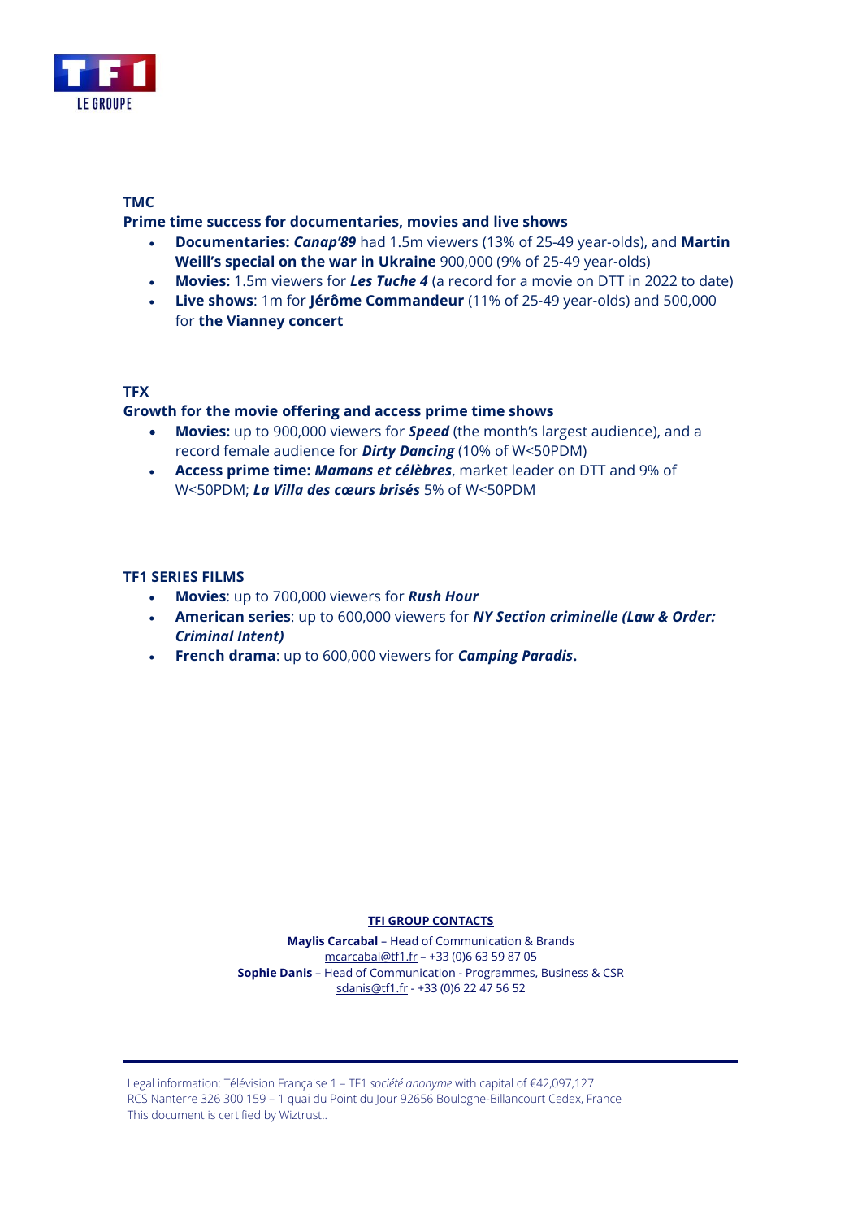### TMC

**Prime time success for documentaries, movies and live shows**

- **Documentaries:** ***Canap'89*** had 1.5m viewers (13% of 25-49 year-olds), and **Martin Weill's special on the war in Ukraine** 900,000 (9% of 25-49 year-olds)
- **Movies:** 1.5m viewers for ***Les Tuche 4*** (a record for a movie on DTT in 2022 to date)
- **Live shows**: 1m for **Jérôme Commandeur** (11% of 25-49 year-olds) and 500,000 for **the Vianney concert**

### TFX

**Growth for the movie offering and access prime time shows**

- **Movies:** up to 900,000 viewers for ***Speed*** (the month's largest audience), and a record female audience for ***Dirty Dancing*** (10% of W<50PDM)
- **Access prime time:** ***Mamans et célèbres***, market leader on DTT and 9% of W<50PDM; ***La Villa des cœurs brisés*** 5% of W<50PDM

### TF1 SERIES FILMS

- **Movies**: up to 700,000 viewers for ***Rush Hour***
- **American series**: up to 600,000 viewers for ***NY Section criminelle (Law & Order: Criminal Intent)***
- **French drama**: up to 600,000 viewers for ***Camping Paradis*.**

**TFI GROUP CONTACTS**

**Maylis Carcabal** – Head of Communication & Brands
mcarcabal@tf1.fr – +33 (0)6 63 59 87 05
**Sophie Danis** – Head of Communication - Programmes, Business & CSR
sdanis@tf1.fr - +33 (0)6 22 47 56 52

Legal information: Télévision Française 1 – TF1 *société anonyme* with capital of €42,097,127
RCS Nanterre 326 300 159 – 1 quai du Point du Jour 92656 Boulogne-Billancourt Cedex, France
This document is certified by Wiztrust..